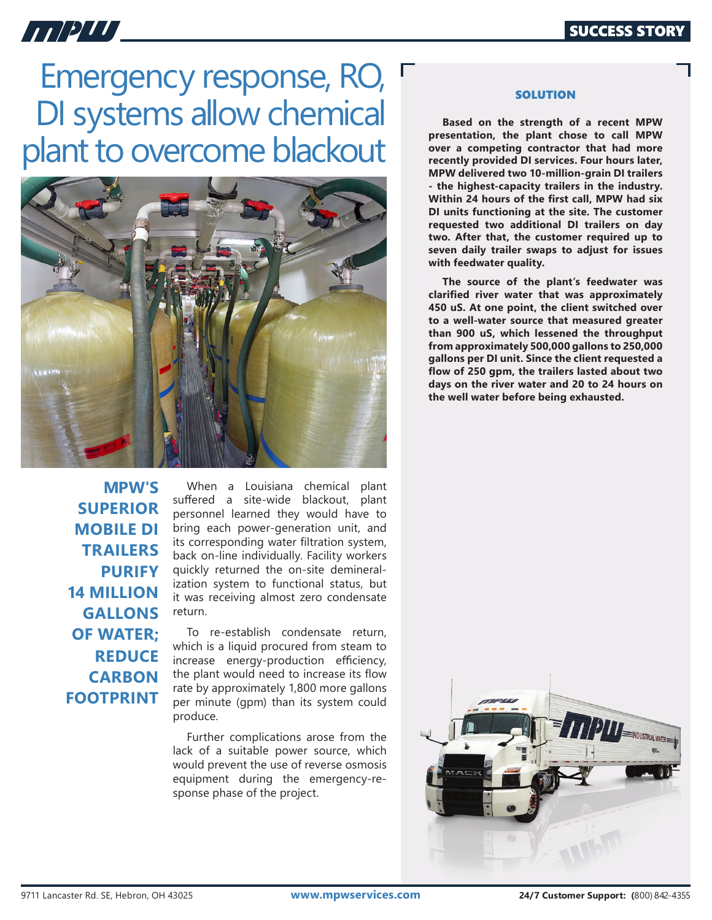# Emergency response, RO, DI systems allow chemical plant to overcome blackout

**MPW'S SUPERIOR MOBILE DI TRAILERS PURIFY 14 MILLION GALLONS OF WATER; REDUCE CARBON FOOTPRINT**

When a Louisiana chemical plant suffered a site-wide blackout, plant personnel learned they would have to bring each power-generation unit, and its corresponding water filtration system, back on-line individually. Facility workers quickly returned the on-site demineralization system to functional status, but it was receiving almost zero condensate return.

To re-establish condensate return, which is a liquid procured from steam to increase energy-production efficiency, the plant would need to increase its flow rate by approximately 1,800 more gallons per minute (gpm) than its system could produce.

Further complications arose from the lack of a suitable power source, which would prevent the use of reverse osmosis equipment during the emergency-response phase of the project.

## SOLUTION

**Based on the strength of a recent MPW presentation, the plant chose to call MPW over a competing contractor that had more recently provided DI services. Four hours later, MPW delivered two 10-million-grain DI trailers - the highest-capacity trailers in the industry. Within 24 hours of the first call, MPW had six DI units functioning at the site. The customer requested two additional DI trailers on day two. After that, the customer required up to seven daily trailer swaps to adjust for issues with feedwater quality.**

**The source of the plant's feedwater was clarified river water that was approximately 450 uS. At one point, the client switched over to a well-water source that measured greater than 900 uS, which lessened the throughput from approximately 500,000 gallons to 250,000 gallons per DI unit. Since the client requested a flow of 250 gpm, the trailers lasted about two days on the river water and 20 to 24 hours on the well water before being exhausted.**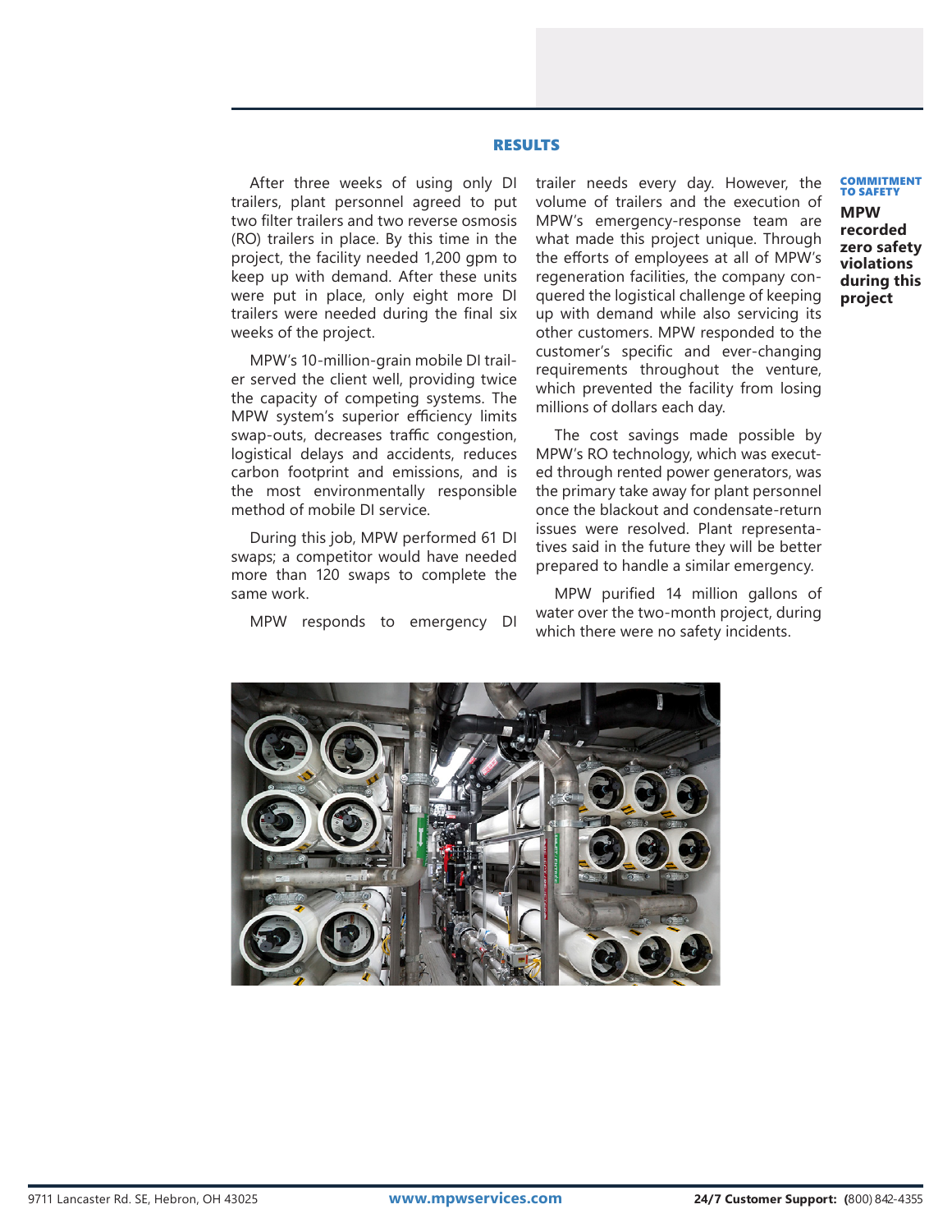## RESULTS

After three weeks of using only DI trailers, plant personnel agreed to put two filter trailers and two reverse osmosis (RO) trailers in place. By this time in the project, the facility needed 1,200 gpm to keep up with demand. After these units were put in place, only eight more DI trailers were needed during the final six weeks of the project.

MPW's 10-million-grain mobile DI trailer served the client well, providing twice the capacity of competing systems. The MPW system's superior efficiency limits swap-outs, decreases traffic congestion, logistical delays and accidents, reduces carbon footprint and emissions, and is the most environmentally responsible method of mobile DI service.

During this job, MPW performed 61 DI swaps; a competitor would have needed more than 120 swaps to complete the same work.

MPW responds to emergency DI trailer needs every day. However, the volume of trailers and the execution of MPW's emergency-response team are what made this project unique. Through the efforts of employees at all of MPW's regeneration facilities, the company conquered the logistical challenge of keeping up with demand while also servicing its other customers. MPW responded to the customer's specific and ever-changing requirements throughout the venture, which prevented the facility from losing millions of dollars each day.

The cost savings made possible by MPW's RO technology, which was executed through rented power generators, was the primary take away for plant personnel once the blackout and condensate-return issues were resolved. Plant representatives said in the future they will be better prepared to handle a similar emergency.

MPW purified 14 million gallons of water over the two-month project, during which there were no safety incidents.

**COMMITMENT TO SAFETY**

**MPW recorded zero safety violations during this project**

9711 Lancaster Rd. SE, Hebron, OH 43025 | www.mpwservices.com | **24/7 Customer Support:** (800) 842-4355